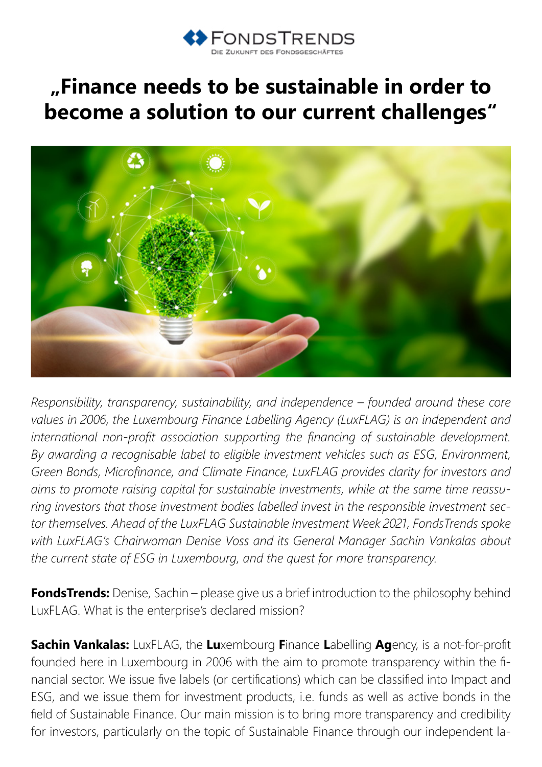# „Finance needs to be sustainable in order to become a solution to our current challenges“

*Responsibility, transparency, sustainability, and independence – founded around these core values in 2006, the Luxembourg Finance Labelling Agency (LuxFLAG) is an independent and international non-profit association supporting the financing of sustainable development. By awarding a recognisable label to eligible investment vehicles such as ESG, Environment, Green Bonds, Microfinance, and Climate Finance, LuxFLAG provides clarity for investors and aims to promote raising capital for sustainable investments, while at the same time reassuring investors that those investment bodies labelled invest in the responsible investment sector themselves. Ahead of the LuxFLAG Sustainable Investment Week 2021, FondsTrends spoke with LuxFLAG's Chairwoman Denise Voss and its General Manager Sachin Vankalas about the current state of ESG in Luxembourg, and the quest for more transparency.*

**FondsTrends:** Denise, Sachin – please give us a brief introduction to the philosophy behind LuxFLAG. What is the enterprise's declared mission?

**Sachin Vankalas:** LuxFLAG, the **Lu**xembourg **F**inance **L**abelling **Ag**ency, is a not-for-profit founded here in Luxembourg in 2006 with the aim to promote transparency within the financial sector. We issue five labels (or certifications) which can be classified into Impact and ESG, and we issue them for investment products, i.e. funds as well as active bonds in the field of Sustainable Finance. Our main mission is to bring more transparency and credibility for investors, particularly on the topic of Sustainable Finance through our independent la-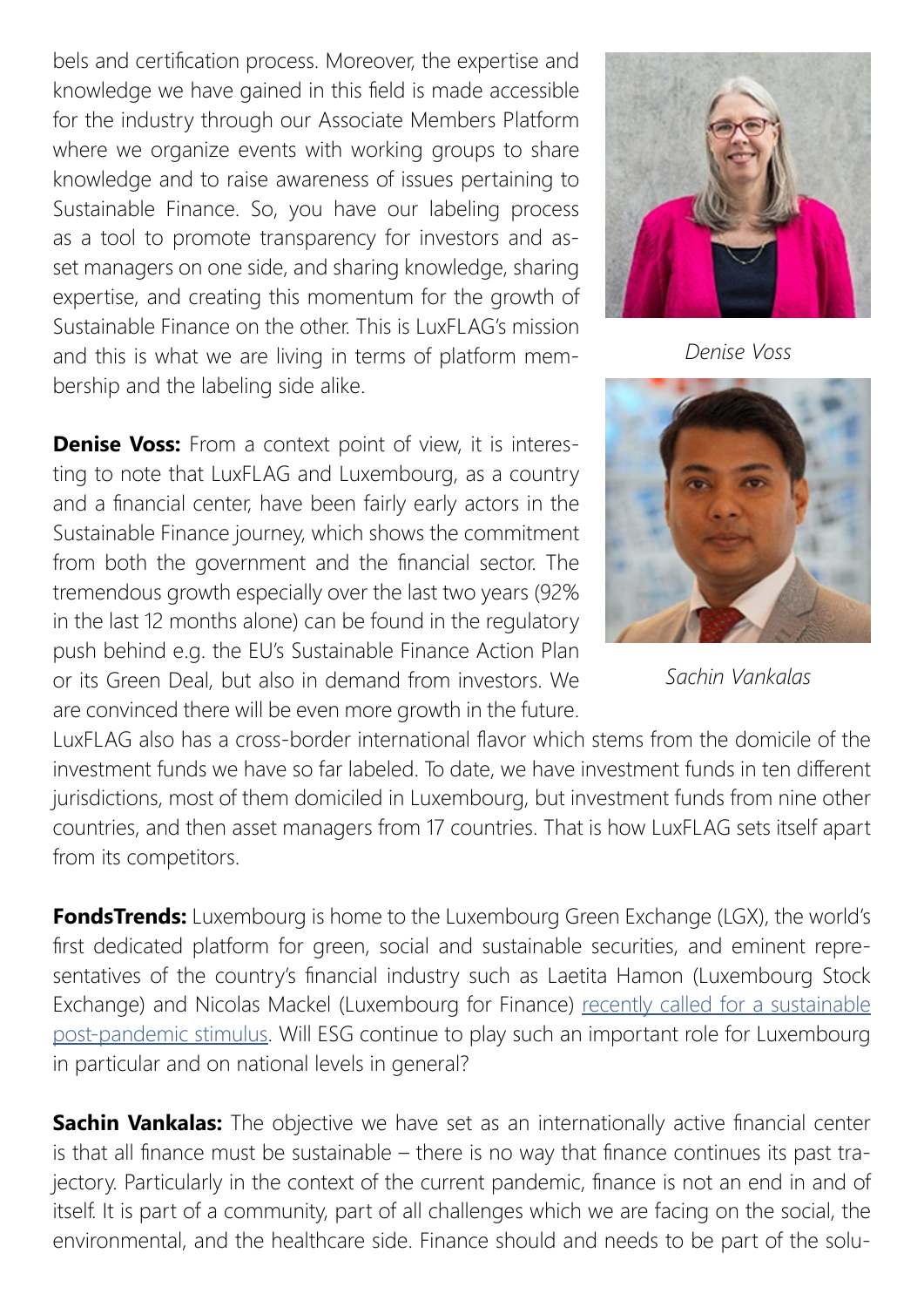bels and certification process. Moreover, the expertise and knowledge we have gained in this field is made accessible for the industry through our Associate Members Platform where we organize events with working groups to share knowledge and to raise awareness of issues pertaining to Sustainable Finance. So, you have our labeling process as a tool to promote transparency for investors and asset managers on one side, and sharing knowledge, sharing expertise, and creating this momentum for the growth of Sustainable Finance on the other. This is LuxFLAG's mission and this is what we are living in terms of platform membership and the labeling side alike.

*Denise Voss*

*Sachin Vankalas*

**Denise Voss:** From a context point of view, it is interesting to note that LuxFLAG and Luxembourg, as a country and a financial center, have been fairly early actors in the Sustainable Finance journey, which shows the commitment from both the government and the financial sector. The tremendous growth especially over the last two years (92% in the last 12 months alone) can be found in the regulatory push behind e.g. the EU's Sustainable Finance Action Plan or its Green Deal, but also in demand from investors. We are convinced there will be even more growth in the future. LuxFLAG also has a cross-border international flavor which stems from the domicile of the investment funds we have so far labeled. To date, we have investment funds in ten different jurisdictions, most of them domiciled in Luxembourg, but investment funds from nine other countries, and then asset managers from 17 countries. That is how LuxFLAG sets itself apart from its competitors.

**FondsTrends:** Luxembourg is home to the Luxembourg Green Exchange (LGX), the world's first dedicated platform for green, social and sustainable securities, and eminent representatives of the country's financial industry such as Laetita Hamon (Luxembourg Stock Exchange) and Nicolas Mackel (Luxembourg for Finance) recently called for a sustainable post-pandemic stimulus. Will ESG continue to play such an important role for Luxembourg in particular and on national levels in general?

**Sachin Vankalas:** The objective we have set as an internationally active financial center is that all finance must be sustainable – there is no way that finance continues its past trajectory. Particularly in the context of the current pandemic, finance is not an end in and of itself. It is part of a community, part of all challenges which we are facing on the social, the environmental, and the healthcare side. Finance should and needs to be part of the solu-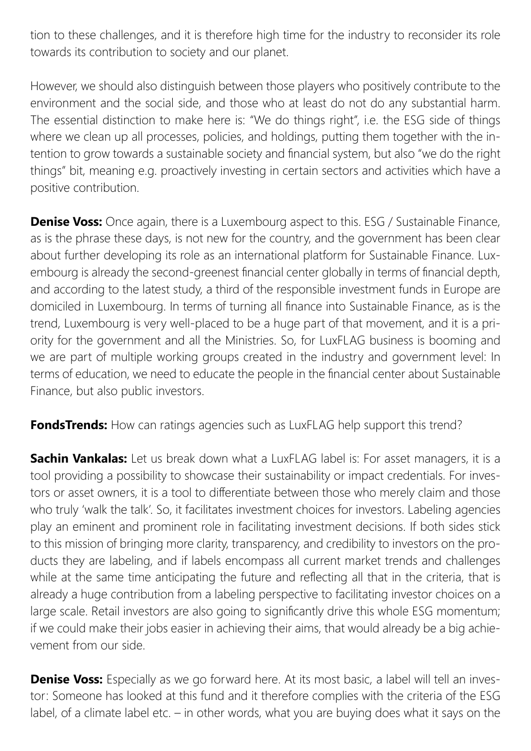tion to these challenges, and it is therefore high time for the industry to reconsider its role towards its contribution to society and our planet.

However, we should also distinguish between those players who positively contribute to the environment and the social side, and those who at least do not do any substantial harm. The essential distinction to make here is: "We do things right", i.e. the ESG side of things where we clean up all processes, policies, and holdings, putting them together with the intention to grow towards a sustainable society and financial system, but also "we do the right things" bit, meaning e.g. proactively investing in certain sectors and activities which have a positive contribution.

**Denise Voss:** Once again, there is a Luxembourg aspect to this. ESG / Sustainable Finance, as is the phrase these days, is not new for the country, and the government has been clear about further developing its role as an international platform for Sustainable Finance. Luxembourg is already the second-greenest financial center globally in terms of financial depth, and according to the latest study, a third of the responsible investment funds in Europe are domiciled in Luxembourg. In terms of turning all finance into Sustainable Finance, as is the trend, Luxembourg is very well-placed to be a huge part of that movement, and it is a priority for the government and all the Ministries. So, for LuxFLAG business is booming and we are part of multiple working groups created in the industry and government level: In terms of education, we need to educate the people in the financial center about Sustainable Finance, but also public investors.

**FondsTrends:** How can ratings agencies such as LuxFLAG help support this trend?

**Sachin Vankalas:** Let us break down what a LuxFLAG label is: For asset managers, it is a tool providing a possibility to showcase their sustainability or impact credentials. For investors or asset owners, it is a tool to differentiate between those who merely claim and those who truly 'walk the talk'. So, it facilitates investment choices for investors. Labeling agencies play an eminent and prominent role in facilitating investment decisions. If both sides stick to this mission of bringing more clarity, transparency, and credibility to investors on the products they are labeling, and if labels encompass all current market trends and challenges while at the same time anticipating the future and reflecting all that in the criteria, that is already a huge contribution from a labeling perspective to facilitating investor choices on a large scale. Retail investors are also going to significantly drive this whole ESG momentum; if we could make their jobs easier in achieving their aims, that would already be a big achievement from our side.

**Denise Voss:** Especially as we go forward here. At its most basic, a label will tell an investor: Someone has looked at this fund and it therefore complies with the criteria of the ESG label, of a climate label etc. – in other words, what you are buying does what it says on the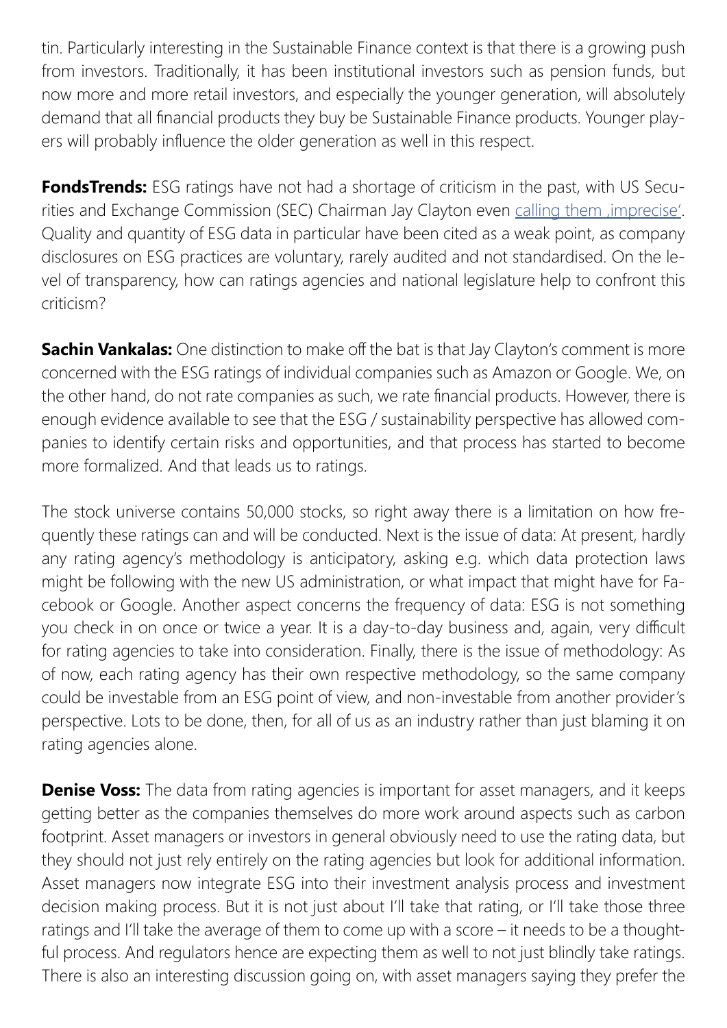tin. Particularly interesting in the Sustainable Finance context is that there is a growing push from investors. Traditionally, it has been institutional investors such as pension funds, but now more and more retail investors, and especially the younger generation, will absolutely demand that all financial products they buy be Sustainable Finance products. Younger players will probably influence the older generation as well in this respect.

**FondsTrends:** ESG ratings have not had a shortage of criticism in the past, with US Securities and Exchange Commission (SEC) Chairman Jay Clayton even calling them ‚imprecise'. Quality and quantity of ESG data in particular have been cited as a weak point, as company disclosures on ESG practices are voluntary, rarely audited and not standardised. On the level of transparency, how can ratings agencies and national legislature help to confront this criticism?

**Sachin Vankalas:** One distinction to make off the bat is that Jay Clayton's comment is more concerned with the ESG ratings of individual companies such as Amazon or Google. We, on the other hand, do not rate companies as such, we rate financial products. However, there is enough evidence available to see that the ESG / sustainability perspective has allowed companies to identify certain risks and opportunities, and that process has started to become more formalized. And that leads us to ratings.

The stock universe contains 50,000 stocks, so right away there is a limitation on how frequently these ratings can and will be conducted. Next is the issue of data: At present, hardly any rating agency's methodology is anticipatory, asking e.g. which data protection laws might be following with the new US administration, or what impact that might have for Facebook or Google. Another aspect concerns the frequency of data: ESG is not something you check in on once or twice a year. It is a day-to-day business and, again, very difficult for rating agencies to take into consideration. Finally, there is the issue of methodology: As of now, each rating agency has their own respective methodology, so the same company could be investable from an ESG point of view, and non-investable from another provider's perspective. Lots to be done, then, for all of us as an industry rather than just blaming it on rating agencies alone.

**Denise Voss:** The data from rating agencies is important for asset managers, and it keeps getting better as the companies themselves do more work around aspects such as carbon footprint. Asset managers or investors in general obviously need to use the rating data, but they should not just rely entirely on the rating agencies but look for additional information. Asset managers now integrate ESG into their investment analysis process and investment decision making process. But it is not just about I'll take that rating, or I'll take those three ratings and I'll take the average of them to come up with a score – it needs to be a thoughtful process. And regulators hence are expecting them as well to not just blindly take ratings. There is also an interesting discussion going on, with asset managers saying they prefer the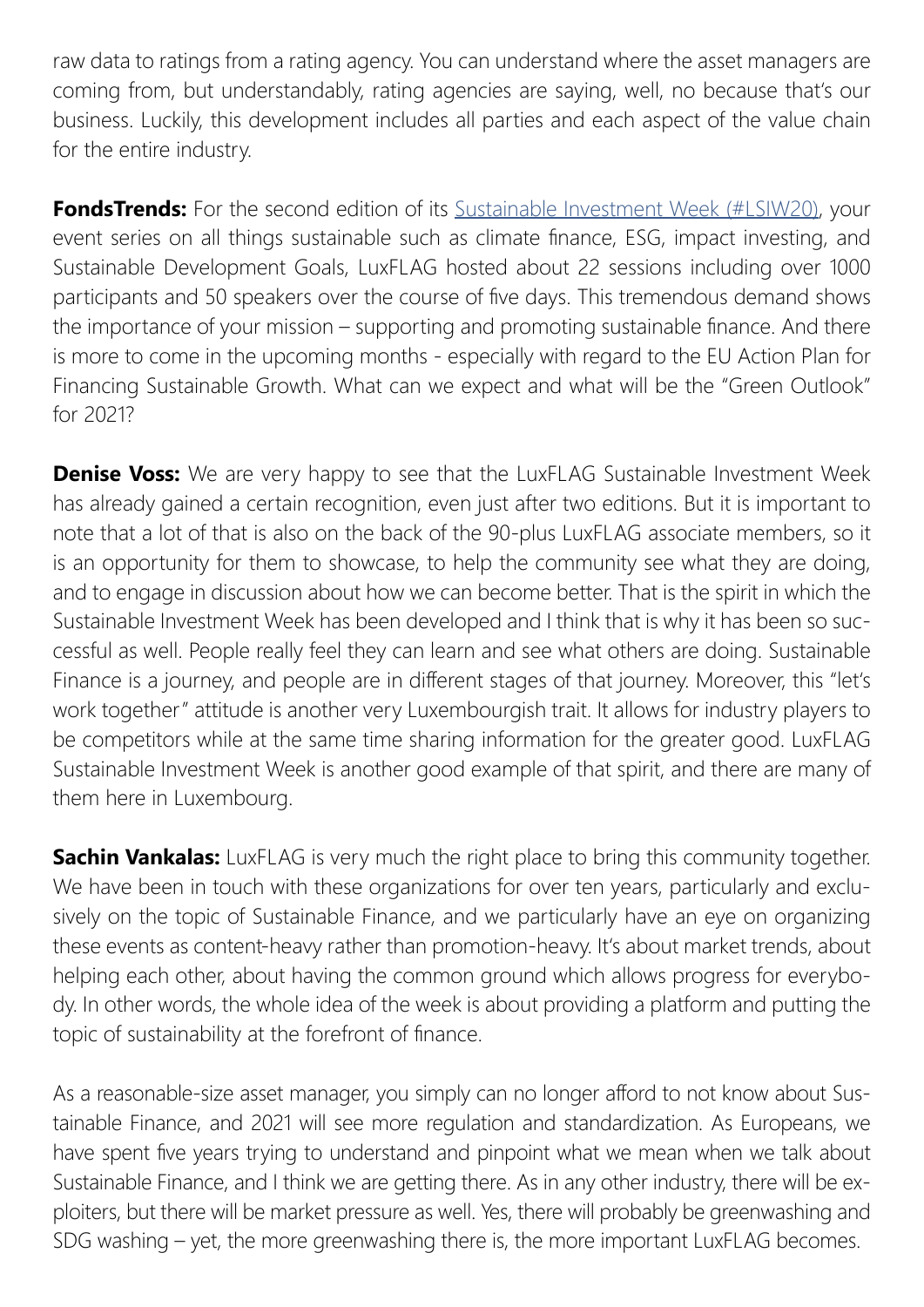raw data to ratings from a rating agency. You can understand where the asset managers are coming from, but understandably, rating agencies are saying, well, no because that's our business. Luckily, this development includes all parties and each aspect of the value chain for the entire industry.

**FondsTrends:** For the second edition of its Sustainable Investment Week (#LSIW20), your event series on all things sustainable such as climate finance, ESG, impact investing, and Sustainable Development Goals, LuxFLAG hosted about 22 sessions including over 1000 participants and 50 speakers over the course of five days. This tremendous demand shows the importance of your mission – supporting and promoting sustainable finance. And there is more to come in the upcoming months - especially with regard to the EU Action Plan for Financing Sustainable Growth. What can we expect and what will be the "Green Outlook" for 2021?

**Denise Voss:** We are very happy to see that the LuxFLAG Sustainable Investment Week has already gained a certain recognition, even just after two editions. But it is important to note that a lot of that is also on the back of the 90-plus LuxFLAG associate members, so it is an opportunity for them to showcase, to help the community see what they are doing, and to engage in discussion about how we can become better. That is the spirit in which the Sustainable Investment Week has been developed and I think that is why it has been so successful as well. People really feel they can learn and see what others are doing. Sustainable Finance is a journey, and people are in different stages of that journey. Moreover, this "let's work together" attitude is another very Luxembourgish trait. It allows for industry players to be competitors while at the same time sharing information for the greater good. LuxFLAG Sustainable Investment Week is another good example of that spirit, and there are many of them here in Luxembourg.

**Sachin Vankalas:** LuxFLAG is very much the right place to bring this community together. We have been in touch with these organizations for over ten years, particularly and exclusively on the topic of Sustainable Finance, and we particularly have an eye on organizing these events as content-heavy rather than promotion-heavy. It's about market trends, about helping each other, about having the common ground which allows progress for everybody. In other words, the whole idea of the week is about providing a platform and putting the topic of sustainability at the forefront of finance.

As a reasonable-size asset manager, you simply can no longer afford to not know about Sustainable Finance, and 2021 will see more regulation and standardization. As Europeans, we have spent five years trying to understand and pinpoint what we mean when we talk about Sustainable Finance, and I think we are getting there. As in any other industry, there will be exploiters, but there will be market pressure as well. Yes, there will probably be greenwashing and SDG washing – yet, the more greenwashing there is, the more important LuxFLAG becomes.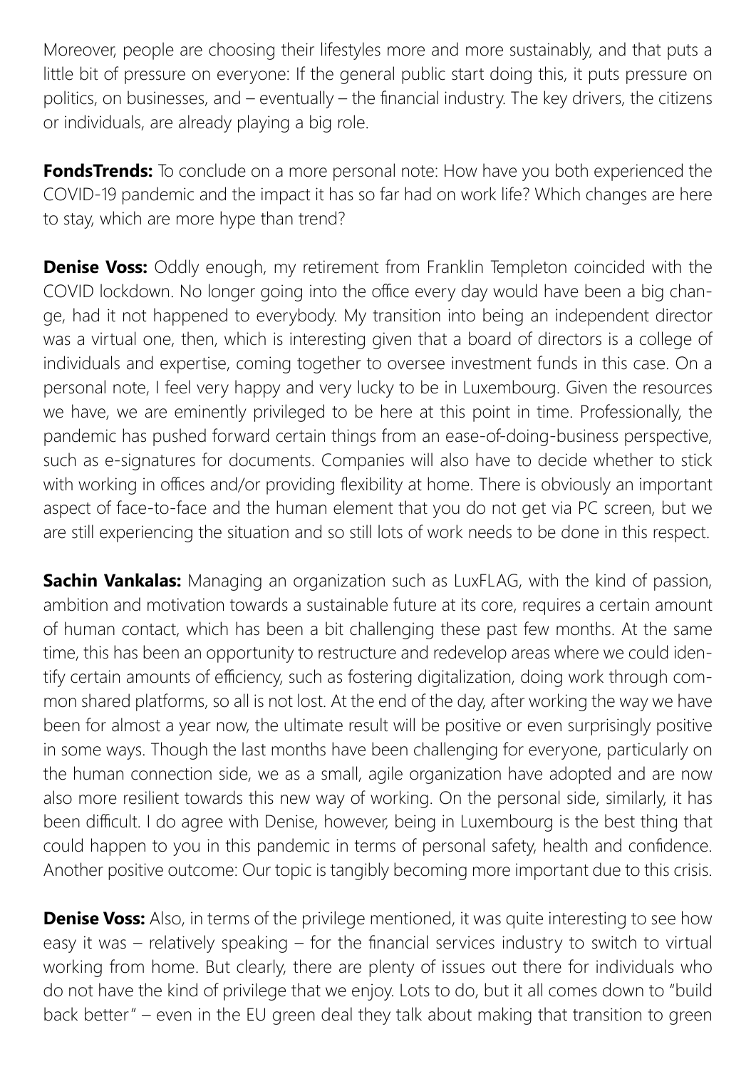Moreover, people are choosing their lifestyles more and more sustainably, and that puts a little bit of pressure on everyone: If the general public start doing this, it puts pressure on politics, on businesses, and – eventually – the financial industry. The key drivers, the citizens or individuals, are already playing a big role.

**FondsTrends:** To conclude on a more personal note: How have you both experienced the COVID-19 pandemic and the impact it has so far had on work life? Which changes are here to stay, which are more hype than trend?

**Denise Voss:** Oddly enough, my retirement from Franklin Templeton coincided with the COVID lockdown. No longer going into the office every day would have been a big change, had it not happened to everybody. My transition into being an independent director was a virtual one, then, which is interesting given that a board of directors is a college of individuals and expertise, coming together to oversee investment funds in this case. On a personal note, I feel very happy and very lucky to be in Luxembourg. Given the resources we have, we are eminently privileged to be here at this point in time. Professionally, the pandemic has pushed forward certain things from an ease-of-doing-business perspective, such as e-signatures for documents. Companies will also have to decide whether to stick with working in offices and/or providing flexibility at home. There is obviously an important aspect of face-to-face and the human element that you do not get via PC screen, but we are still experiencing the situation and so still lots of work needs to be done in this respect.

**Sachin Vankalas:** Managing an organization such as LuxFLAG, with the kind of passion, ambition and motivation towards a sustainable future at its core, requires a certain amount of human contact, which has been a bit challenging these past few months. At the same time, this has been an opportunity to restructure and redevelop areas where we could identify certain amounts of efficiency, such as fostering digitalization, doing work through common shared platforms, so all is not lost. At the end of the day, after working the way we have been for almost a year now, the ultimate result will be positive or even surprisingly positive in some ways. Though the last months have been challenging for everyone, particularly on the human connection side, we as a small, agile organization have adopted and are now also more resilient towards this new way of working. On the personal side, similarly, it has been difficult. I do agree with Denise, however, being in Luxembourg is the best thing that could happen to you in this pandemic in terms of personal safety, health and confidence. Another positive outcome: Our topic is tangibly becoming more important due to this crisis.

**Denise Voss:** Also, in terms of the privilege mentioned, it was quite interesting to see how easy it was – relatively speaking – for the financial services industry to switch to virtual working from home. But clearly, there are plenty of issues out there for individuals who do not have the kind of privilege that we enjoy. Lots to do, but it all comes down to "build back better" – even in the EU green deal they talk about making that transition to green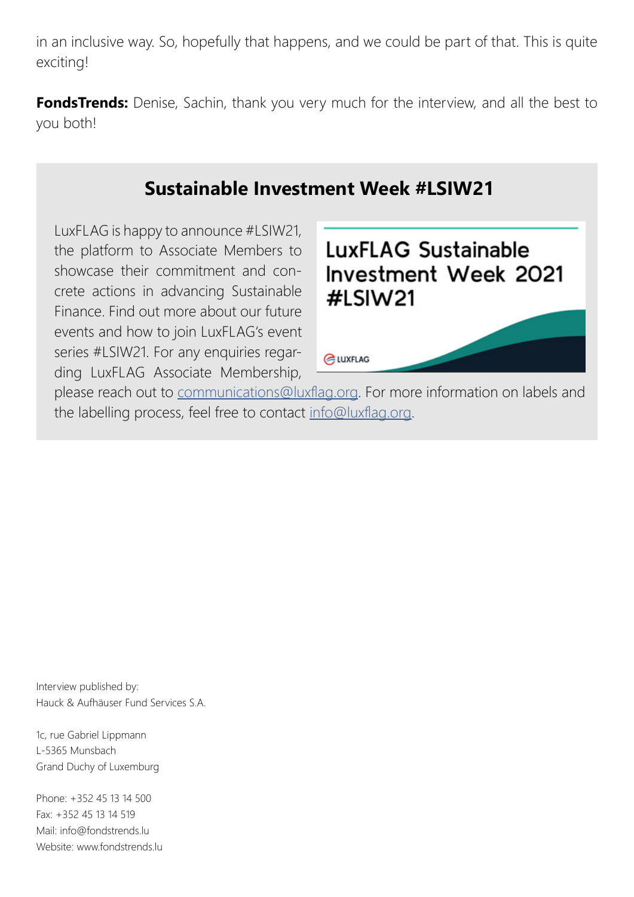in an inclusive way. So, hopefully that happens, and we could be part of that. This is quite exciting!

**FondsTrends:** Denise, Sachin, thank you very much for the interview, and all the best to you both!

## Sustainable Investment Week #LSIW21

LuxFLAG is happy to announce #LSIW21, the platform to Associate Members to showcase their commitment and concrete actions in advancing Sustainable Finance. Find out more about our future events and how to join LuxFLAG's event series #LSIW21. For any enquiries regarding LuxFLAG Associate Membership, please reach out to communications@luxflag.org. For more information on labels and the labelling process, feel free to contact info@luxflag.org.

LuxFLAG Sustainable Investment Week 2021 #LSIW21

LUXFLAG

Interview published by:
Hauck & Aufhäuser Fund Services S.A.

1c, rue Gabriel Lippmann
L-5365 Munsbach
Grand Duchy of Luxemburg

Phone: +352 45 13 14 500
Fax: +352 45 13 14 519
Mail: info@fondstrends.lu
Website: www.fondstrends.lu